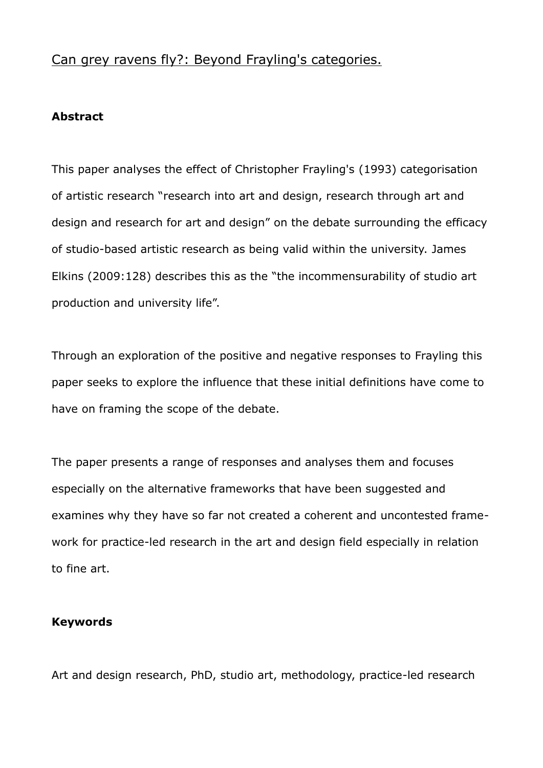# Can grey ravens fly?: Beyond Frayling's categories.

## Abstract

This paper analyses the effect of Christopher Frayling's (1993) categorisation of artistic research "research into art and design, research through art and design and research for art and design" on the debate surrounding the efficacy of studio-based artistic research as being valid within the university. James Elkins (2009:128) describes this as the "the incommensurability of studio art production and university life".

Through an exploration of the positive and negative responses to Frayling this paper seeks to explore the influence that these initial definitions have come to have on framing the scope of the debate.

The paper presents a range of responses and analyses them and focuses especially on the alternative frameworks that have been suggested and examines why they have so far not created a coherent and uncontested framework for practice-led research in the art and design field especially in relation to fine art.

## Keywords

Art and design research, PhD, studio art, methodology, practice-led research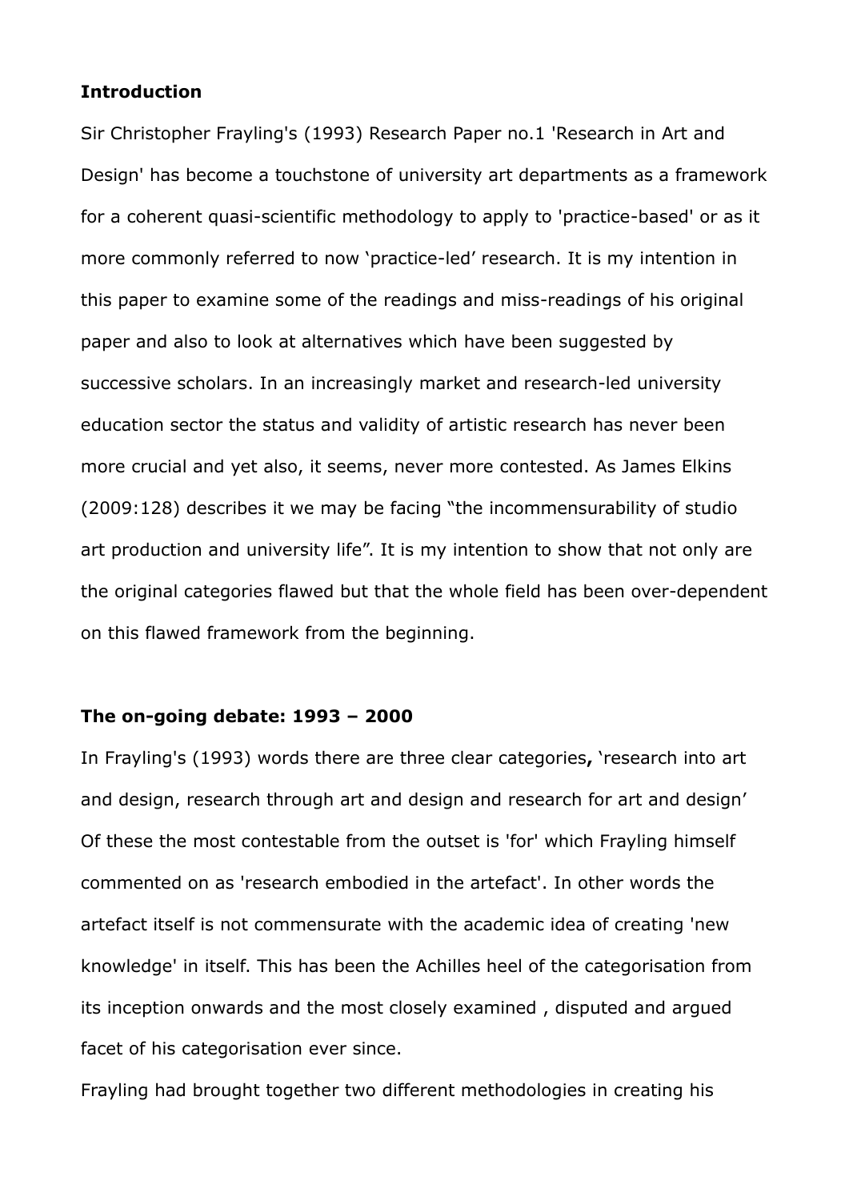**Introduction**

Sir Christopher Frayling's (1993) Research Paper no.1 'Research in Art and Design' has become a touchstone of university art departments as a framework for a coherent quasi-scientific methodology to apply to 'practice-based' or as it more commonly referred to now ‘practice-led’ research. It is my intention in this paper to examine some of the readings and miss-readings of his original paper and also to look at alternatives which have been suggested by successive scholars. In an increasingly market and research-led university education sector the status and validity of artistic research has never been more crucial and yet also, it seems, never more contested. As James Elkins (2009:128) describes it we may be facing “the incommensurability of studio art production and university life”. It is my intention to show that not only are the original categories flawed but that the whole field has been over-dependent on this flawed framework from the beginning.

**The on-going debate: 1993 – 2000**

In Frayling's (1993) words there are three clear categories**,** ‘research into art and design, research through art and design and research for art and design’ Of these the most contestable from the outset is 'for' which Frayling himself commented on as 'research embodied in the artefact'. In other words the artefact itself is not commensurate with the academic idea of creating 'new knowledge' in itself. This has been the Achilles heel of the categorisation from its inception onwards and the most closely examined , disputed and argued facet of his categorisation ever since.

Frayling had brought together two different methodologies in creating his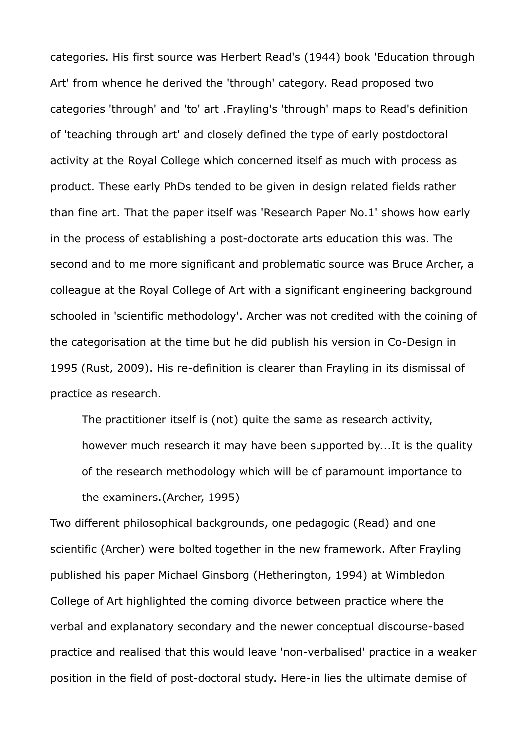categories. His first source was Herbert Read's (1944) book 'Education through Art' from whence he derived the 'through' category. Read proposed two categories 'through' and 'to' art .Frayling's 'through' maps to Read's definition of 'teaching through art' and closely defined the type of early postdoctoral activity at the Royal College which concerned itself as much with process as product. These early PhDs tended to be given in design related fields rather than fine art. That the paper itself was 'Research Paper No.1' shows how early in the process of establishing a post-doctorate arts education this was. The second and to me more significant and problematic source was Bruce Archer, a colleague at the Royal College of Art with a significant engineering background schooled in 'scientific methodology'. Archer was not credited with the coining of the categorisation at the time but he did publish his version in Co-Design in 1995 (Rust, 2009). His re-definition is clearer than Frayling in its dismissal of practice as research.

> The practitioner itself is (not) quite the same as research activity, however much research it may have been supported by...It is the quality of the research methodology which will be of paramount importance to the examiners.(Archer, 1995)

Two different philosophical backgrounds, one pedagogic (Read) and one scientific (Archer) were bolted together in the new framework. After Frayling published his paper Michael Ginsborg (Hetherington, 1994) at Wimbledon College of Art highlighted the coming divorce between practice where the verbal and explanatory secondary and the newer conceptual discourse-based practice and realised that this would leave 'non-verbalised' practice in a weaker position in the field of post-doctoral study. Here-in lies the ultimate demise of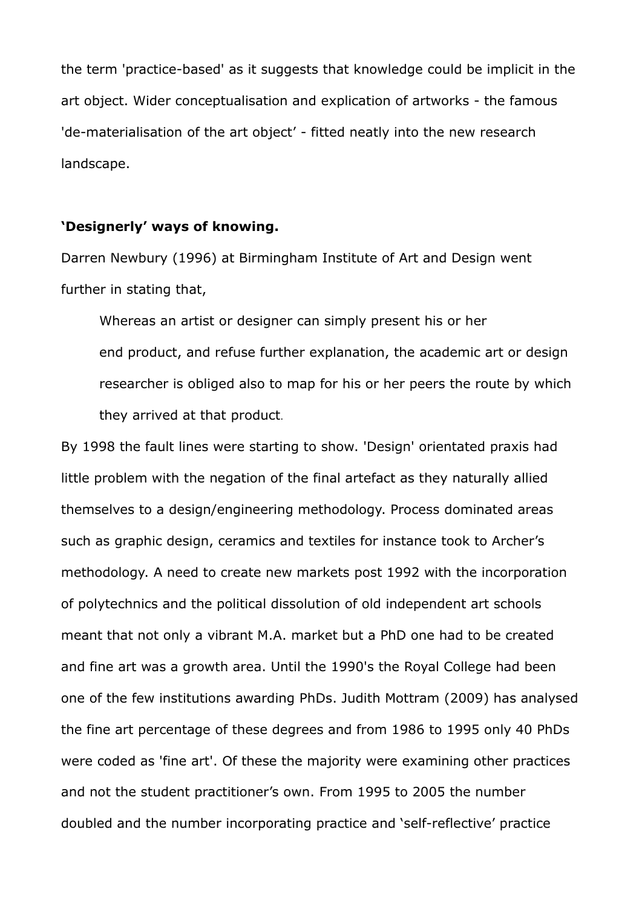the term 'practice-based' as it suggests that knowledge could be implicit in the art object. Wider conceptualisation and explication of artworks - the famous 'de-materialisation of the art object' - fitted neatly into the new research landscape.

**'Designerly' ways of knowing.**

Darren Newbury (1996) at Birmingham Institute of Art and Design went further in stating that,

> Whereas an artist or designer can simply present his or her end product, and refuse further explanation, the academic art or design researcher is obliged also to map for his or her peers the route by which they arrived at that product.

By 1998 the fault lines were starting to show. 'Design' orientated praxis had little problem with the negation of the final artefact as they naturally allied themselves to a design/engineering methodology. Process dominated areas such as graphic design, ceramics and textiles for instance took to Archer's methodology. A need to create new markets post 1992 with the incorporation of polytechnics and the political dissolution of old independent art schools meant that not only a vibrant M.A. market but a PhD one had to be created and fine art was a growth area. Until the 1990's the Royal College had been one of the few institutions awarding PhDs. Judith Mottram (2009) has analysed the fine art percentage of these degrees and from 1986 to 1995 only 40 PhDs were coded as 'fine art'. Of these the majority were examining other practices and not the student practitioner's own. From 1995 to 2005 the number doubled and the number incorporating practice and 'self-reflective' practice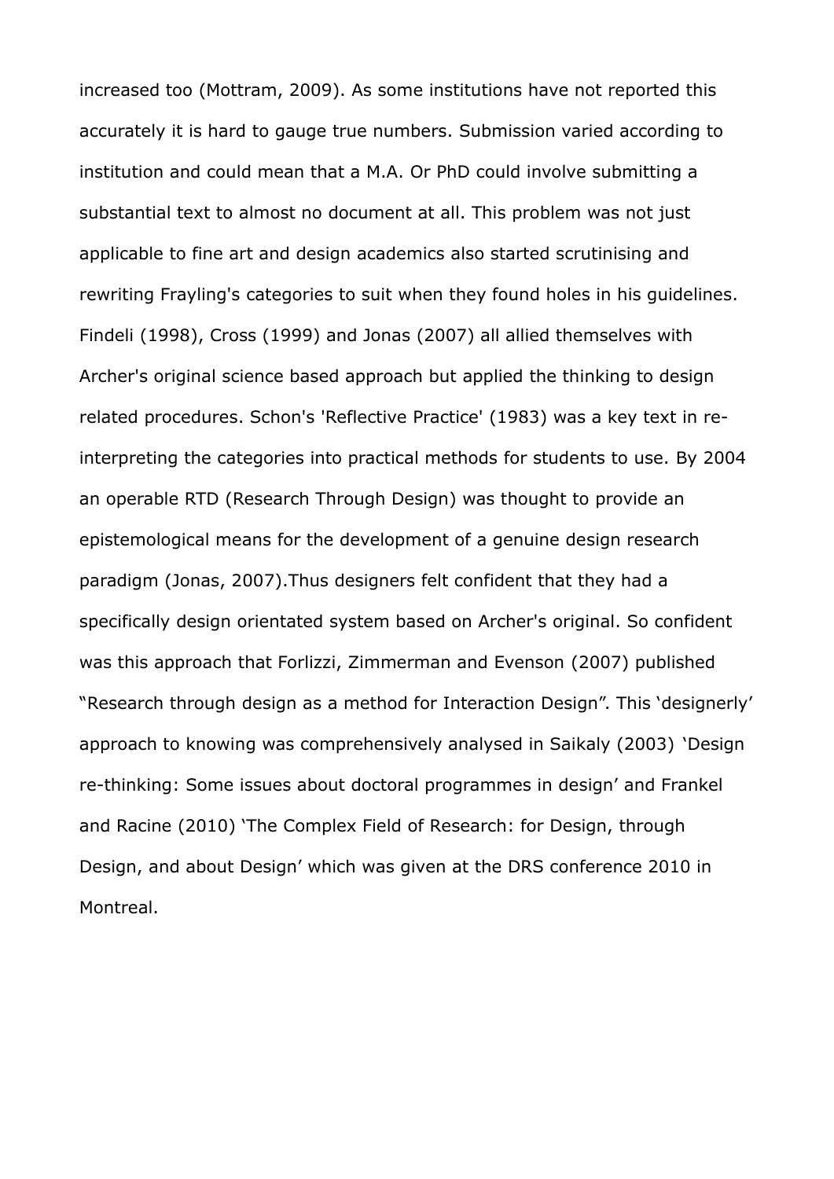increased too (Mottram, 2009). As some institutions have not reported this accurately it is hard to gauge true numbers. Submission varied according to institution and could mean that a M.A. Or PhD could involve submitting a substantial text to almost no document at all. This problem was not just applicable to fine art and design academics also started scrutinising and rewriting Frayling's categories to suit when they found holes in his guidelines. Findeli (1998), Cross (1999) and Jonas (2007) all allied themselves with Archer's original science based approach but applied the thinking to design related procedures. Schon's 'Reflective Practice' (1983) was a key text in re-interpreting the categories into practical methods for students to use. By 2004 an operable RTD (Research Through Design) was thought to provide an epistemological means for the development of a genuine design research paradigm (Jonas, 2007).Thus designers felt confident that they had a specifically design orientated system based on Archer's original. So confident was this approach that Forlizzi, Zimmerman and Evenson (2007) published "Research through design as a method for Interaction Design". This 'designerly' approach to knowing was comprehensively analysed in Saikaly (2003) 'Design re-thinking: Some issues about doctoral programmes in design' and Frankel and Racine (2010) 'The Complex Field of Research: for Design, through Design, and about Design' which was given at the DRS conference 2010 in Montreal.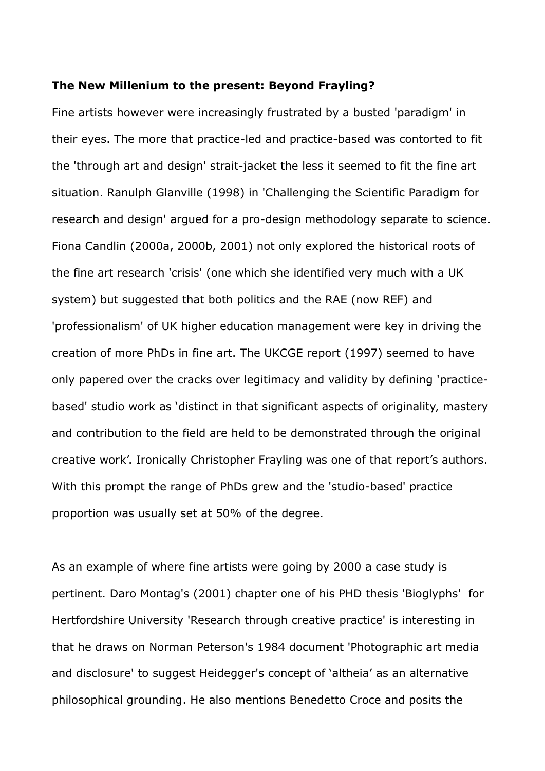**The New Millenium to the present: Beyond Frayling?**

Fine artists however were increasingly frustrated by a busted 'paradigm' in their eyes. The more that practice-led and practice-based was contorted to fit the 'through art and design' strait-jacket the less it seemed to fit the fine art situation. Ranulph Glanville (1998) in 'Challenging the Scientific Paradigm for research and design' argued for a pro-design methodology separate to science. Fiona Candlin (2000a, 2000b, 2001) not only explored the historical roots of the fine art research 'crisis' (one which she identified very much with a UK system) but suggested that both politics and the RAE (now REF) and 'professionalism' of UK higher education management were key in driving the creation of more PhDs in fine art. The UKCGE report (1997) seemed to have only papered over the cracks over legitimacy and validity by defining 'practice-based' studio work as ‘distinct in that significant aspects of originality, mastery and contribution to the field are held to be demonstrated through the original creative work’. Ironically Christopher Frayling was one of that report’s authors. With this prompt the range of PhDs grew and the 'studio-based' practice proportion was usually set at 50% of the degree.

As an example of where fine artists were going by 2000 a case study is pertinent. Daro Montag's (2001) chapter one of his PHD thesis 'Bioglyphs' for Hertfordshire University 'Research through creative practice' is interesting in that he draws on Norman Peterson's 1984 document 'Photographic art media and disclosure' to suggest Heidegger's concept of ‘altheia’ as an alternative philosophical grounding. He also mentions Benedetto Croce and posits the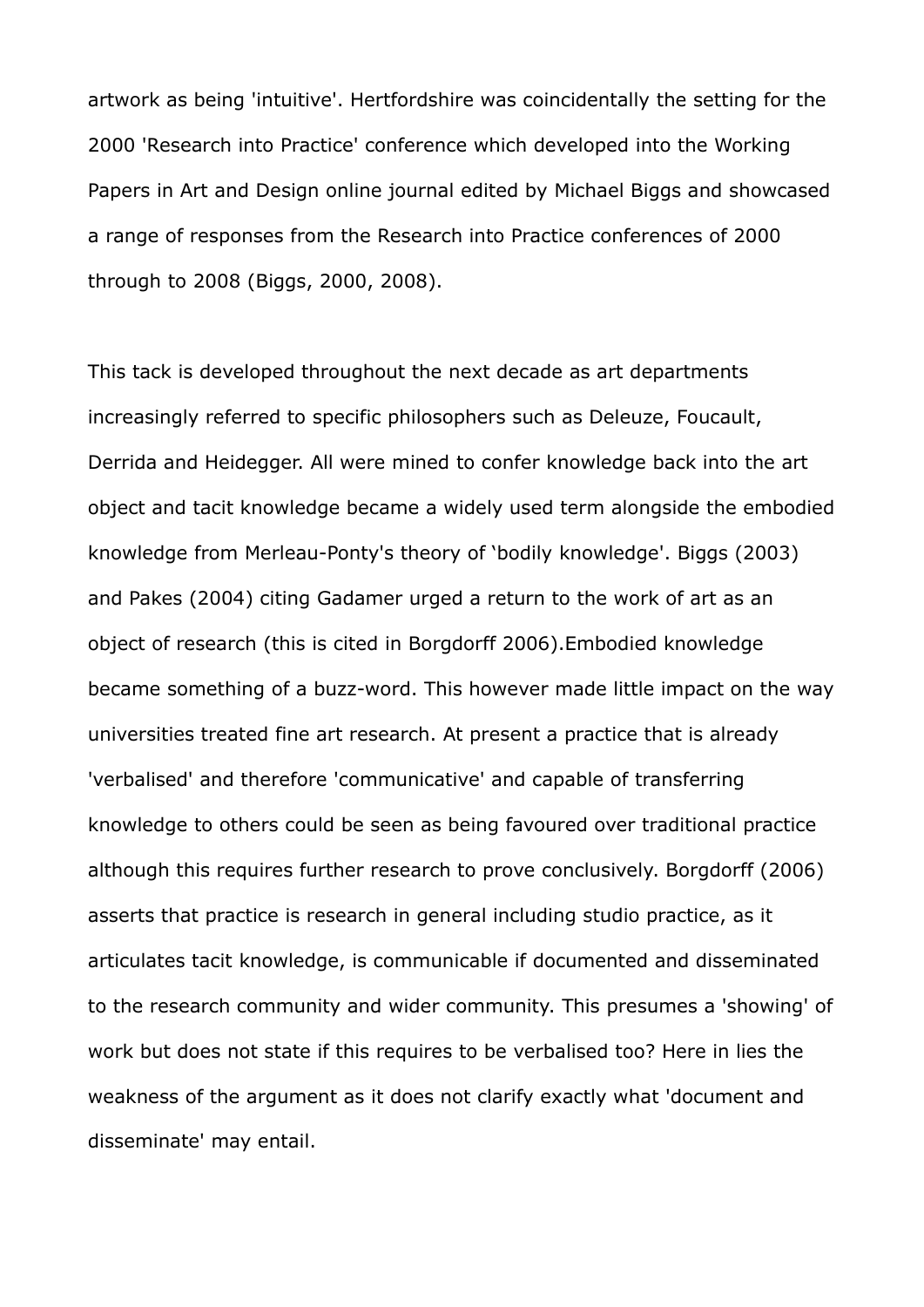artwork as being 'intuitive'. Hertfordshire was coincidentally the setting for the 2000 'Research into Practice' conference which developed into the Working Papers in Art and Design online journal edited by Michael Biggs and showcased a range of responses from the Research into Practice conferences of 2000 through to 2008 (Biggs, 2000, 2008).

This tack is developed throughout the next decade as art departments increasingly referred to specific philosophers such as Deleuze, Foucault, Derrida and Heidegger. All were mined to confer knowledge back into the art object and tacit knowledge became a widely used term alongside the embodied knowledge from Merleau-Ponty's theory of 'bodily knowledge'. Biggs (2003) and Pakes (2004) citing Gadamer urged a return to the work of art as an object of research (this is cited in Borgdorff 2006).Embodied knowledge became something of a buzz-word. This however made little impact on the way universities treated fine art research. At present a practice that is already 'verbalised' and therefore 'communicative' and capable of transferring knowledge to others could be seen as being favoured over traditional practice although this requires further research to prove conclusively. Borgdorff (2006) asserts that practice is research in general including studio practice, as it articulates tacit knowledge, is communicable if documented and disseminated to the research community and wider community. This presumes a 'showing' of work but does not state if this requires to be verbalised too? Here in lies the weakness of the argument as it does not clarify exactly what 'document and disseminate' may entail.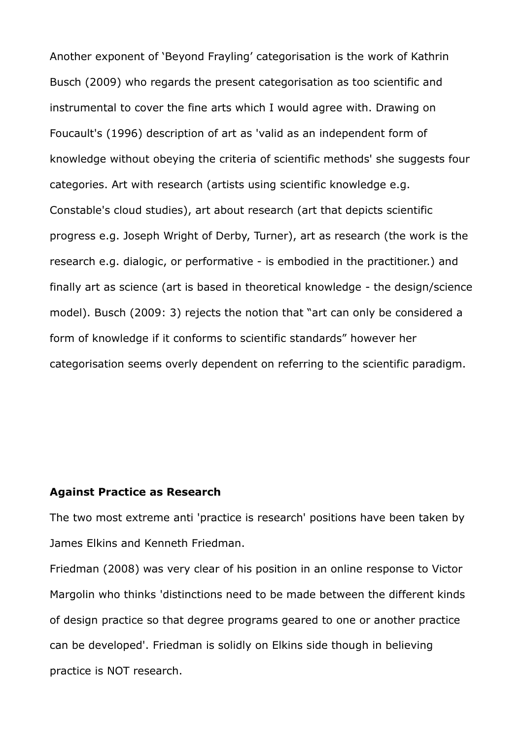Another exponent of 'Beyond Frayling' categorisation is the work of Kathrin Busch (2009) who regards the present categorisation as too scientific and instrumental to cover the fine arts which I would agree with. Drawing on Foucault's (1996) description of art as 'valid as an independent form of knowledge without obeying the criteria of scientific methods' she suggests four categories. Art with research (artists using scientific knowledge e.g. Constable's cloud studies), art about research (art that depicts scientific progress e.g. Joseph Wright of Derby, Turner), art as research (the work is the research e.g. dialogic, or performative - is embodied in the practitioner.) and finally art as science (art is based in theoretical knowledge - the design/science model). Busch (2009: 3) rejects the notion that "art can only be considered a form of knowledge if it conforms to scientific standards" however her categorisation seems overly dependent on referring to the scientific paradigm.

**Against Practice as Research**

The two most extreme anti 'practice is research' positions have been taken by James Elkins and Kenneth Friedman.

Friedman (2008) was very clear of his position in an online response to Victor Margolin who thinks 'distinctions need to be made between the different kinds of design practice so that degree programs geared to one or another practice can be developed'. Friedman is solidly on Elkins side though in believing practice is NOT research.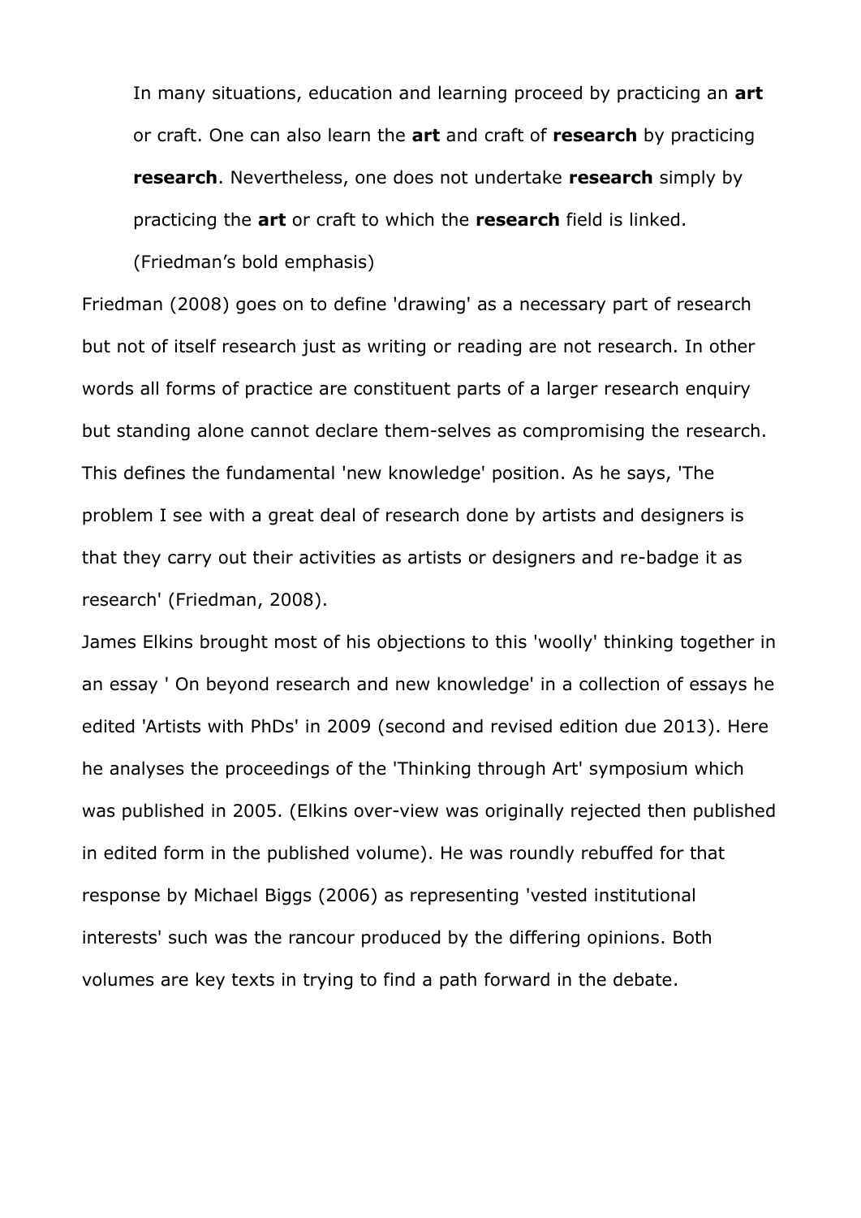> In many situations, education and learning proceed by practicing an **art** or craft. One can also learn the **art** and craft of **research** by practicing **research**. Nevertheless, one does not undertake **research** simply by practicing the **art** or craft to which the **research** field is linked.
>
> (Friedman's bold emphasis)

Friedman (2008) goes on to define 'drawing' as a necessary part of research but not of itself research just as writing or reading are not research. In other words all forms of practice are constituent parts of a larger research enquiry but standing alone cannot declare them-selves as compromising the research. This defines the fundamental 'new knowledge' position. As he says, 'The problem I see with a great deal of research done by artists and designers is that they carry out their activities as artists or designers and re-badge it as research' (Friedman, 2008).

James Elkins brought most of his objections to this 'woolly' thinking together in an essay ' On beyond research and new knowledge' in a collection of essays he edited 'Artists with PhDs' in 2009 (second and revised edition due 2013). Here he analyses the proceedings of the 'Thinking through Art' symposium which was published in 2005. (Elkins over-view was originally rejected then published in edited form in the published volume). He was roundly rebuffed for that response by Michael Biggs (2006) as representing 'vested institutional interests' such was the rancour produced by the differing opinions. Both volumes are key texts in trying to find a path forward in the debate.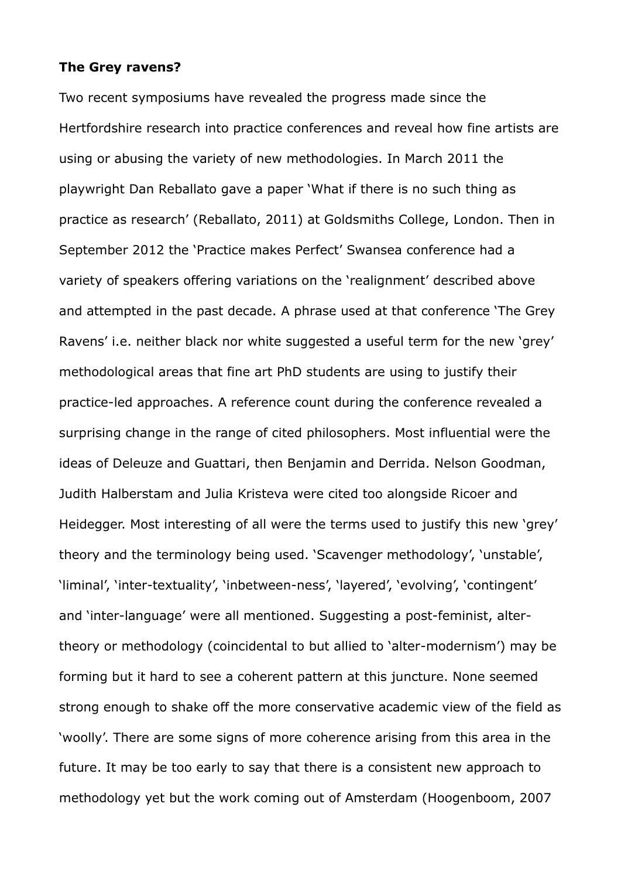**The Grey ravens?**

Two recent symposiums have revealed the progress made since the Hertfordshire research into practice conferences and reveal how fine artists are using or abusing the variety of new methodologies. In March 2011 the playwright Dan Reballato gave a paper 'What if there is no such thing as practice as research' (Reballato, 2011) at Goldsmiths College, London. Then in September 2012 the 'Practice makes Perfect' Swansea conference had a variety of speakers offering variations on the 'realignment' described above and attempted in the past decade. A phrase used at that conference 'The Grey Ravens' i.e. neither black nor white suggested a useful term for the new 'grey' methodological areas that fine art PhD students are using to justify their practice-led approaches. A reference count during the conference revealed a surprising change in the range of cited philosophers. Most influential were the ideas of Deleuze and Guattari, then Benjamin and Derrida. Nelson Goodman, Judith Halberstam and Julia Kristeva were cited too alongside Ricoer and Heidegger. Most interesting of all were the terms used to justify this new 'grey' theory and the terminology being used. 'Scavenger methodology', 'unstable', 'liminal', 'inter-textuality', 'inbetween-ness', 'layered', 'evolving', 'contingent' and 'inter-language' were all mentioned. Suggesting a post-feminist, alter-theory or methodology (coincidental to but allied to 'alter-modernism') may be forming but it hard to see a coherent pattern at this juncture. None seemed strong enough to shake off the more conservative academic view of the field as 'woolly'. There are some signs of more coherence arising from this area in the future. It may be too early to say that there is a consistent new approach to methodology yet but the work coming out of Amsterdam (Hoogenboom, 2007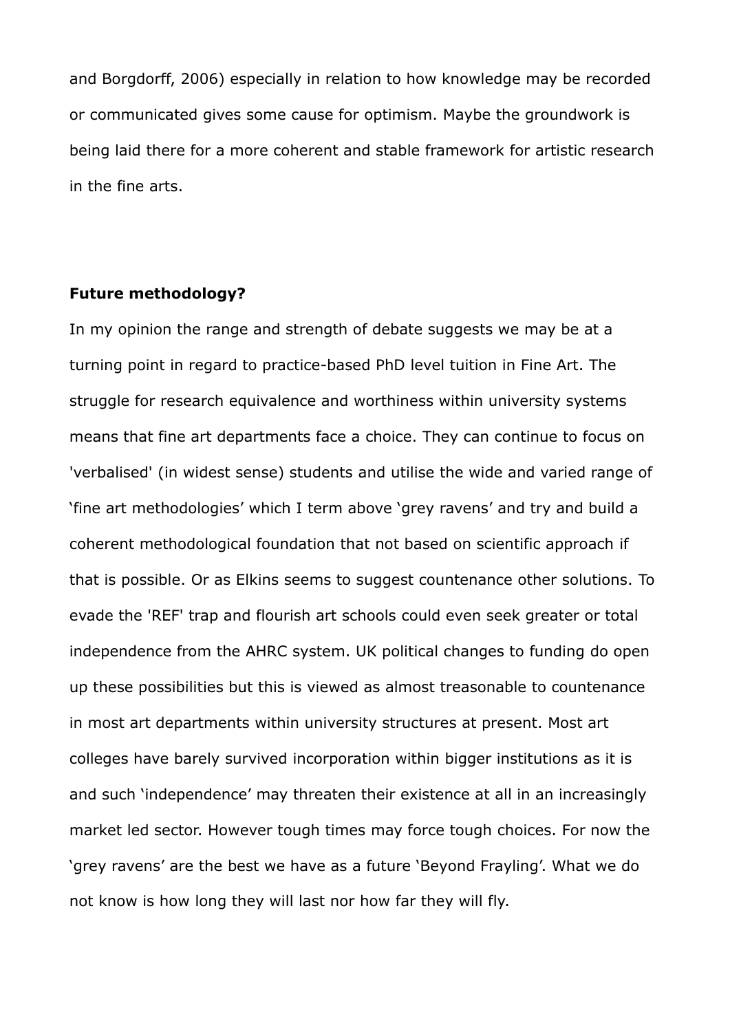and Borgdorff, 2006) especially in relation to how knowledge may be recorded or communicated gives some cause for optimism. Maybe the groundwork is being laid there for a more coherent and stable framework for artistic research in the fine arts.

**Future methodology?**

In my opinion the range and strength of debate suggests we may be at a turning point in regard to practice-based PhD level tuition in Fine Art. The struggle for research equivalence and worthiness within university systems means that fine art departments face a choice. They can continue to focus on 'verbalised' (in widest sense) students and utilise the wide and varied range of 'fine art methodologies' which I term above 'grey ravens' and try and build a coherent methodological foundation that not based on scientific approach if that is possible. Or as Elkins seems to suggest countenance other solutions. To evade the 'REF' trap and flourish art schools could even seek greater or total independence from the AHRC system. UK political changes to funding do open up these possibilities but this is viewed as almost treasonable to countenance in most art departments within university structures at present. Most art colleges have barely survived incorporation within bigger institutions as it is and such 'independence' may threaten their existence at all in an increasingly market led sector. However tough times may force tough choices. For now the 'grey ravens' are the best we have as a future 'Beyond Frayling'. What we do not know is how long they will last nor how far they will fly.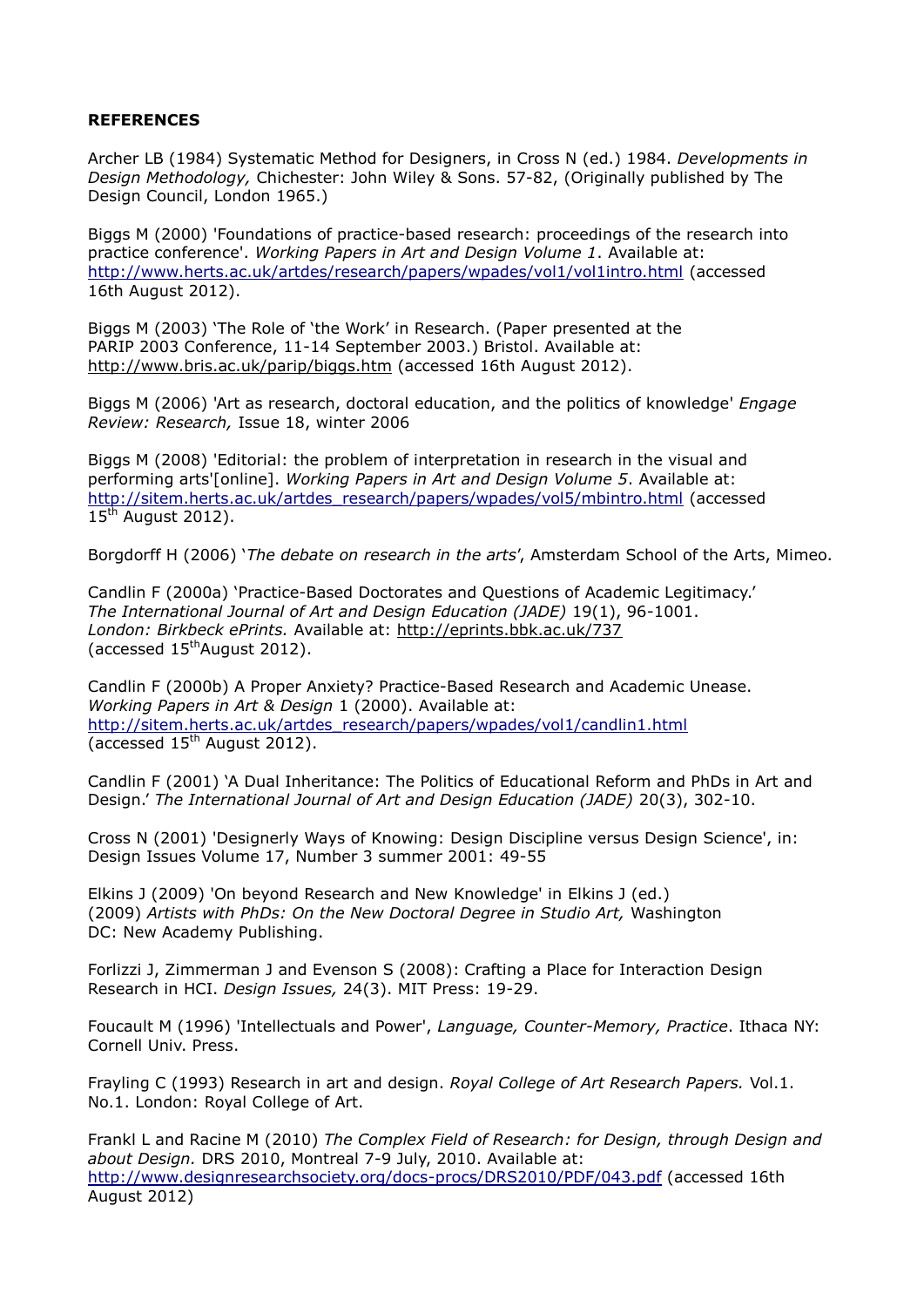**REFERENCES**

Archer LB (1984) Systematic Method for Designers, in Cross N (ed.) 1984. *Developments in Design Methodology,* Chichester: John Wiley & Sons. 57-82, (Originally published by The Design Council, London 1965.)

Biggs M (2000) 'Foundations of practice-based research: proceedings of the research into practice conference'. *Working Papers in Art and Design Volume 1*. Available at: http://www.herts.ac.uk/artdes/research/papers/wpades/vol1/vol1intro.html (accessed 16th August 2012).

Biggs M (2003) 'The Role of 'the Work' in Research. (Paper presented at the PARIP 2003 Conference, 11-14 September 2003.) Bristol. Available at: http://www.bris.ac.uk/parip/biggs.htm (accessed 16th August 2012).

Biggs M (2006) 'Art as research, doctoral education, and the politics of knowledge' *Engage Review: Research,* Issue 18, winter 2006

Biggs M (2008) 'Editorial: the problem of interpretation in research in the visual and performing arts'[online]. *Working Papers in Art and Design Volume 5*. Available at: http://sitem.herts.ac.uk/artdes_research/papers/wpades/vol5/mbintro.html (accessed 15th August 2012).

Borgdorff H (2006) '*The debate on research in the arts*', Amsterdam School of the Arts, Mimeo.

Candlin F (2000a) 'Practice-Based Doctorates and Questions of Academic Legitimacy.' *The International Journal of Art and Design Education (JADE)* 19(1), 96-1001. *London: Birkbeck ePrints.* Available at: http://eprints.bbk.ac.uk/737 (accessed 15th August 2012).

Candlin F (2000b) A Proper Anxiety? Practice-Based Research and Academic Unease. *Working Papers in Art & Design* 1 (2000). Available at: http://sitem.herts.ac.uk/artdes_research/papers/wpades/vol1/candlin1.html (accessed 15th August 2012).

Candlin F (2001) 'A Dual Inheritance: The Politics of Educational Reform and PhDs in Art and Design.' *The International Journal of Art and Design Education (JADE)* 20(3), 302-10.

Cross N (2001) 'Designerly Ways of Knowing: Design Discipline versus Design Science', in: Design Issues Volume 17, Number 3 summer 2001: 49-55

Elkins J (2009) 'On beyond Research and New Knowledge' in Elkins J (ed.) (2009) *Artists with PhDs: On the New Doctoral Degree in Studio Art,* Washington DC: New Academy Publishing.

Forlizzi J, Zimmerman J and Evenson S (2008): Crafting a Place for Interaction Design Research in HCI. *Design Issues,* 24(3). MIT Press: 19-29.

Foucault M (1996) 'Intellectuals and Power', *Language, Counter-Memory, Practice*. Ithaca NY: Cornell Univ. Press.

Frayling C (1993) Research in art and design. *Royal College of Art Research Papers.* Vol.1. No.1. London: Royal College of Art.

Frankl L and Racine M (2010) *The Complex Field of Research: for Design, through Design and about Design.* DRS 2010, Montreal 7-9 July, 2010. Available at: http://www.designresearchsociety.org/docs-procs/DRS2010/PDF/043.pdf (accessed 16th August 2012)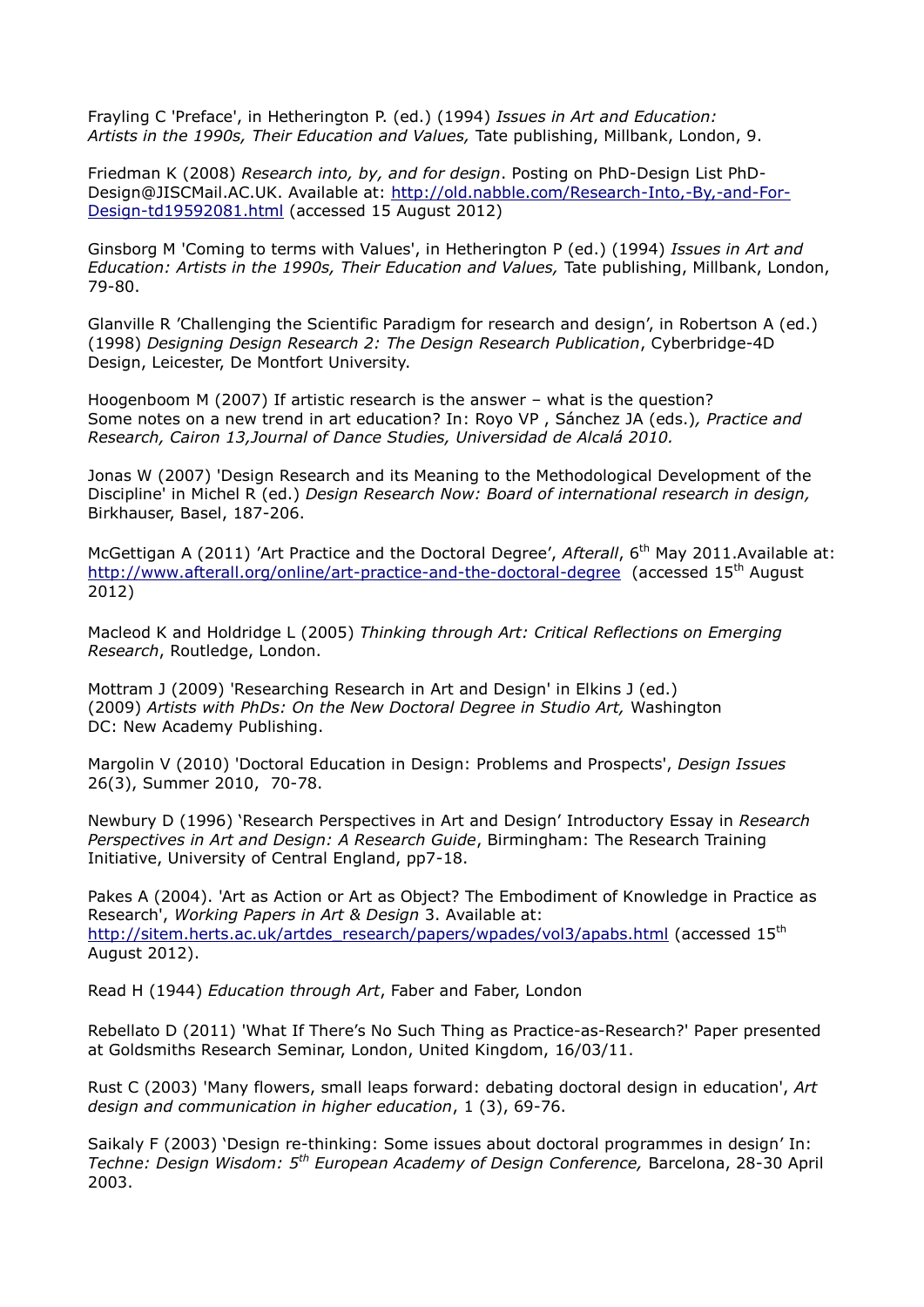Frayling C 'Preface', in Hetherington P. (ed.) (1994) *Issues in Art and Education: Artists in the 1990s, Their Education and Values,* Tate publishing, Millbank, London, 9.

Friedman K (2008) *Research into, by, and for design*. Posting on PhD-Design List PhD-Design@JISCMail.AC.UK. Available at: http://old.nabble.com/Research-Into,-By,-and-For-Design-td19592081.html (accessed 15 August 2012)

Ginsborg M 'Coming to terms with Values', in Hetherington P (ed.) (1994) *Issues in Art and Education: Artists in the 1990s, Their Education and Values,* Tate publishing, Millbank, London, 79-80.

Glanville R 'Challenging the Scientific Paradigm for research and design', in Robertson A (ed.) (1998) *Designing Design Research 2: The Design Research Publication*, Cyberbridge-4D Design, Leicester, De Montfort University.

Hoogenboom M (2007) If artistic research is the answer – what is the question? Some notes on a new trend in art education? In: Royo VP , Sánchez JA (eds.)*, Practice and Research, Cairon 13,Journal of Dance Studies, Universidad de Alcalá 2010.*

Jonas W (2007) 'Design Research and its Meaning to the Methodological Development of the Discipline' in Michel R (ed.) *Design Research Now: Board of international research in design,* Birkhauser, Basel, 187-206.

McGettigan A (2011) 'Art Practice and the Doctoral Degree', *Afterall*, 6th May 2011.Available at: http://www.afterall.org/online/art-practice-and-the-doctoral-degree (accessed 15th August 2012)

Macleod K and Holdridge L (2005) *Thinking through Art: Critical Reflections on Emerging Research*, Routledge, London.

Mottram J (2009) 'Researching Research in Art and Design' in Elkins J (ed.) (2009) *Artists with PhDs: On the New Doctoral Degree in Studio Art,* Washington DC: New Academy Publishing.

Margolin V (2010) 'Doctoral Education in Design: Problems and Prospects', *Design Issues* 26(3), Summer 2010, 70-78.

Newbury D (1996) 'Research Perspectives in Art and Design' Introductory Essay in *Research Perspectives in Art and Design: A Research Guide*, Birmingham: The Research Training Initiative, University of Central England, pp7-18.

Pakes A (2004). 'Art as Action or Art as Object? The Embodiment of Knowledge in Practice as Research', *Working Papers in Art & Design* 3. Available at: http://sitem.herts.ac.uk/artdes_research/papers/wpades/vol3/apabs.html (accessed 15th August 2012).

Read H (1944) *Education through Art*, Faber and Faber, London

Rebellato D (2011) 'What If There's No Such Thing as Practice-as-Research?' Paper presented at Goldsmiths Research Seminar, London, United Kingdom, 16/03/11.

Rust C (2003) 'Many flowers, small leaps forward: debating doctoral design in education', *Art design and communication in higher education*, 1 (3), 69-76.

Saikaly F (2003) 'Design re-thinking: Some issues about doctoral programmes in design' In: *Techne: Design Wisdom: 5th European Academy of Design Conference,* Barcelona, 28-30 April 2003.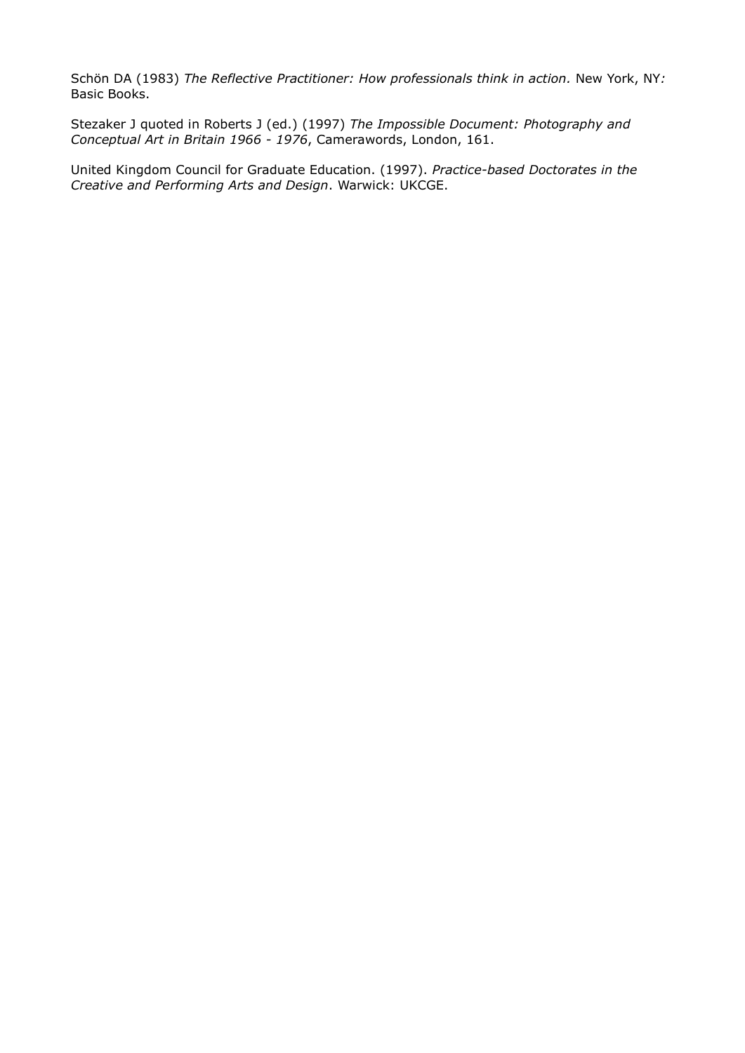Schön DA (1983) *The Reflective Practitioner: How professionals think in action.* New York, NY*:* Basic Books.

Stezaker J quoted in Roberts J (ed.) (1997) *The Impossible Document: Photography and Conceptual Art in Britain 1966 - 1976*, Camerawords, London, 161.

United Kingdom Council for Graduate Education. (1997). *Practice-based Doctorates in the Creative and Performing Arts and Design*. Warwick: UKCGE.